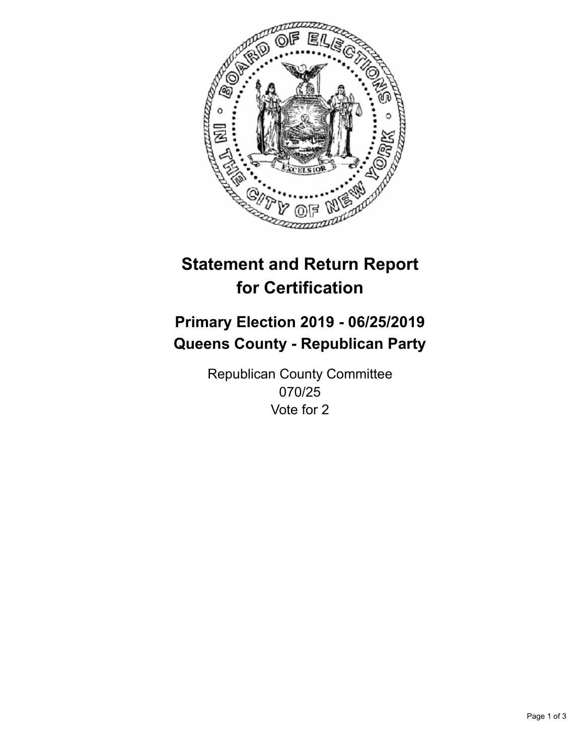# Statement and Return Report for Certification

## Primary Election 2019 - 06/25/2019
## Queens County - Republican Party

Republican County Committee
070/25
Vote for 2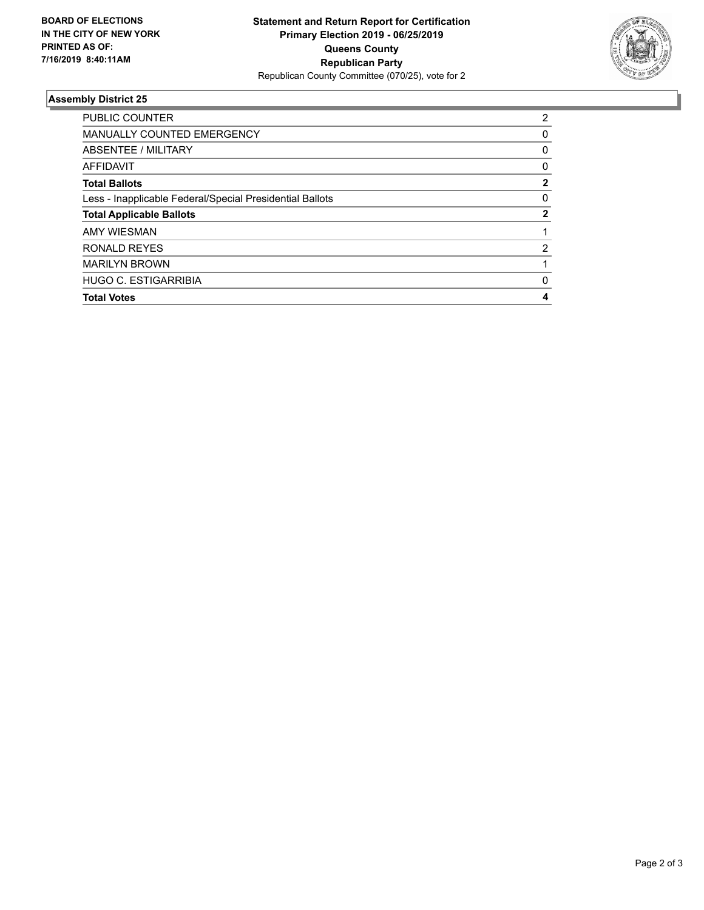**BOARD OF ELECTIONS IN THE CITY OF NEW YORK PRINTED AS OF: 7/16/2019 8:40:11AM**

**Statement and Return Report for Certification**
**Primary Election 2019 - 06/25/2019**
**Queens County**
**Republican Party**
Republican County Committee (070/25), vote for 2

### Assembly District 25

| | |
|---|---|
| PUBLIC COUNTER | 2 |
| MANUALLY COUNTED EMERGENCY | 0 |
| ABSENTEE / MILITARY | 0 |
| AFFIDAVIT | 0 |
| **Total Ballots** | **2** |
| Less - Inapplicable Federal/Special Presidential Ballots | 0 |
| **Total Applicable Ballots** | **2** |
| AMY WIESMAN | 1 |
| RONALD REYES | 2 |
| MARILYN BROWN | 1 |
| HUGO C. ESTIGARRIBIA | 0 |
| **Total Votes** | **4** |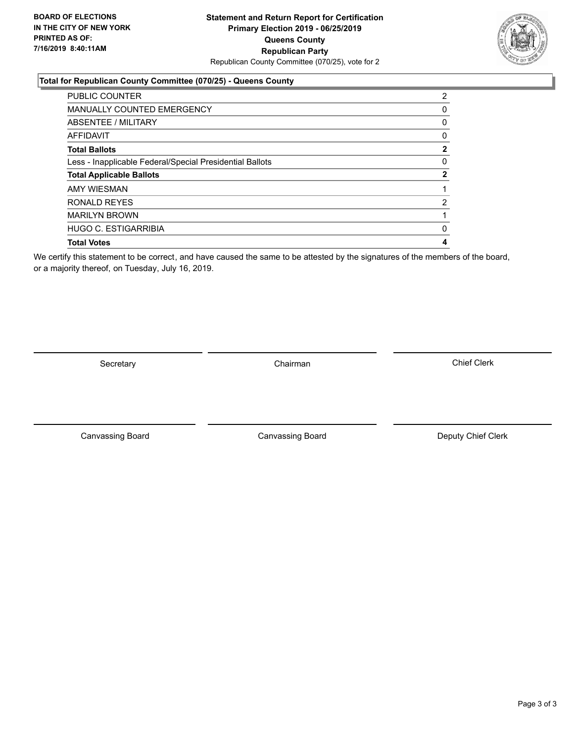**BOARD OF ELECTIONS IN THE CITY OF NEW YORK PRINTED AS OF: 7/16/2019 8:40:11AM**

**Statement and Return Report for Certification**
**Primary Election 2019 - 06/25/2019**
**Queens County**
**Republican Party**
Republican County Committee (070/25), vote for 2

**Total for Republican County Committee (070/25) - Queens County**

| | |
|---|---|
| PUBLIC COUNTER | 2 |
| MANUALLY COUNTED EMERGENCY | 0 |
| ABSENTEE / MILITARY | 0 |
| AFFIDAVIT | 0 |
| **Total Ballots** | **2** |
| Less - Inapplicable Federal/Special Presidential Ballots | 0 |
| **Total Applicable Ballots** | **2** |
| AMY WIESMAN | 1 |
| RONALD REYES | 2 |
| MARILYN BROWN | 1 |
| HUGO C. ESTIGARRIBIA | 0 |
| **Total Votes** | **4** |

We certify this statement to be correct, and have caused the same to be attested by the signatures of the members of the board, or a majority thereof, on Tuesday, July 16, 2019.

Secretary

Chairman

Chief Clerk

Canvassing Board

Canvassing Board

Deputy Chief Clerk